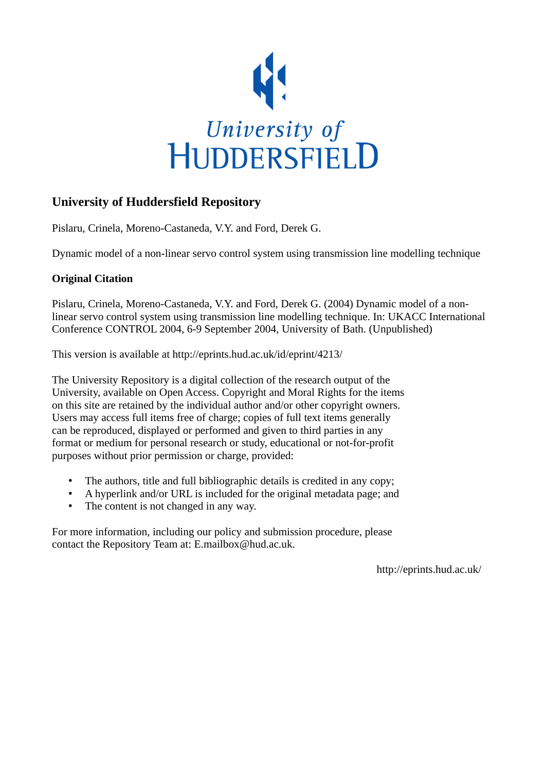University of HUDDERSFIELD

## University of Huddersfield Repository

Pislaru, Crinela, Moreno-Castaneda, V.Y. and Ford, Derek G.

Dynamic model of a non-linear servo control system using transmission line modelling technique

### Original Citation

Pislaru, Crinela, Moreno-Castaneda, V.Y. and Ford, Derek G. (2004) Dynamic model of a non-linear servo control system using transmission line modelling technique. In: UKACC International Conference CONTROL 2004, 6-9 September 2004, University of Bath. (Unpublished)

This version is available at http://eprints.hud.ac.uk/id/eprint/4213/

The University Repository is a digital collection of the research output of the University, available on Open Access. Copyright and Moral Rights for the items on this site are retained by the individual author and/or other copyright owners. Users may access full items free of charge; copies of full text items generally can be reproduced, displayed or performed and given to third parties in any format or medium for personal research or study, educational or not-for-profit purposes without prior permission or charge, provided:

- The authors, title and full bibliographic details is credited in any copy;
- A hyperlink and/or URL is included for the original metadata page; and
- The content is not changed in any way.

For more information, including our policy and submission procedure, please contact the Repository Team at: E.mailbox@hud.ac.uk.

http://eprints.hud.ac.uk/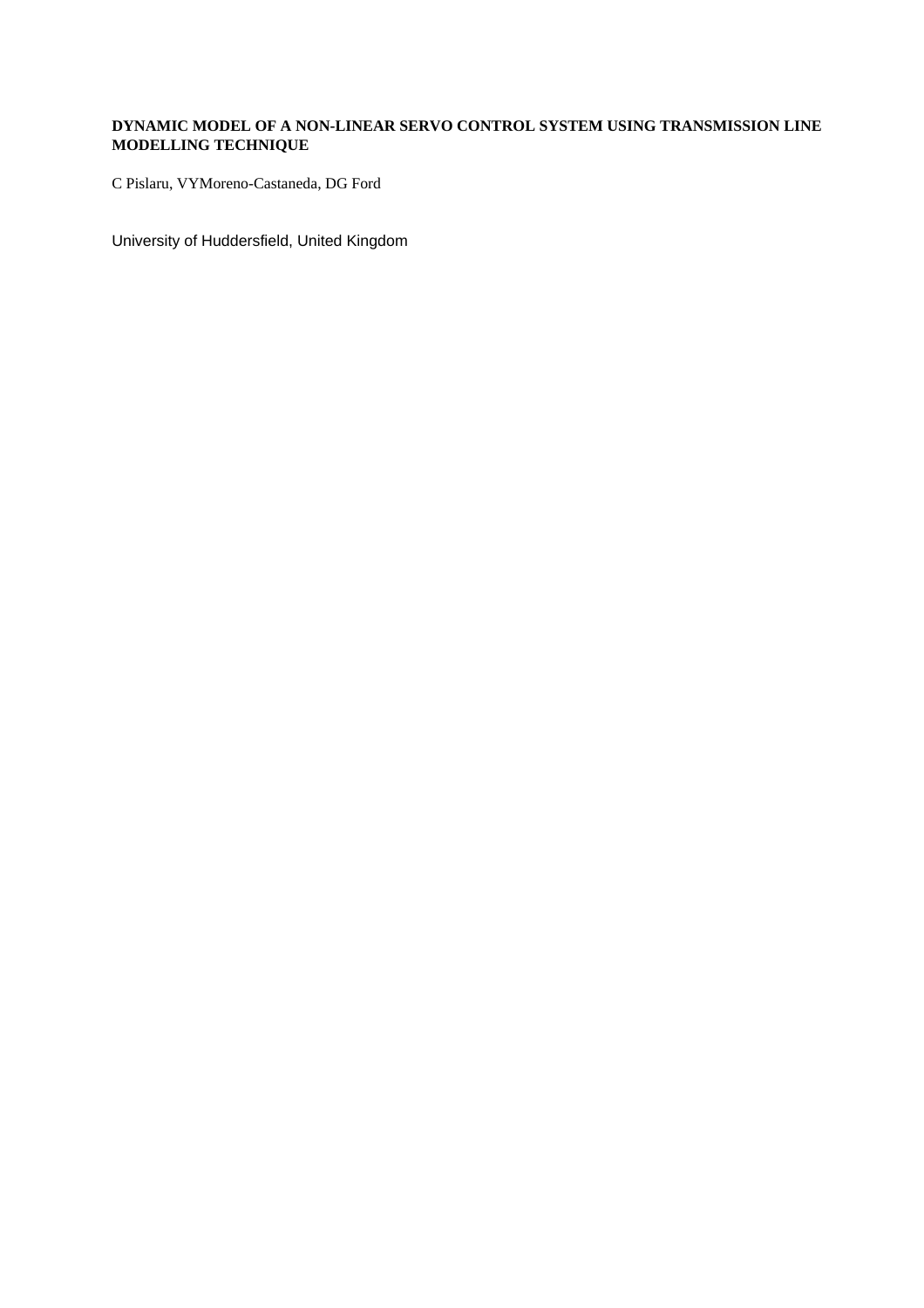**DYNAMIC MODEL OF A NON-LINEAR SERVO CONTROL SYSTEM USING TRANSMISSION LINE MODELLING TECHNIQUE**

C Pislaru, VYMoreno-Castaneda, DG Ford

University of Huddersfield, United Kingdom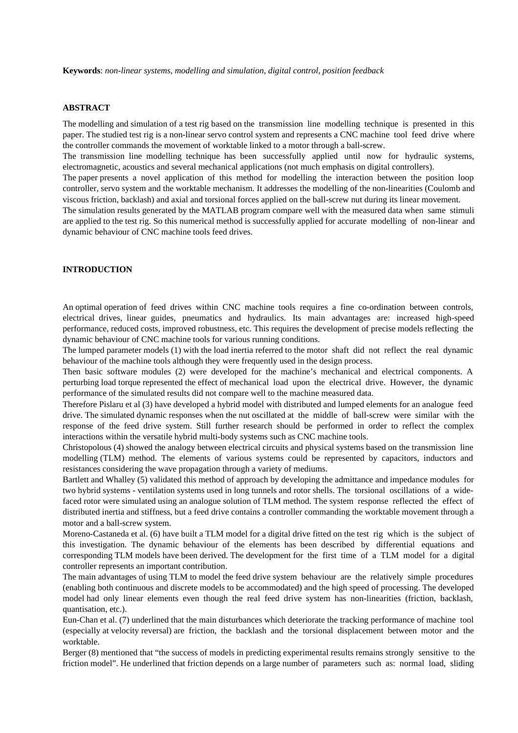**Keywords**: *non-linear systems, modelling and simulation, digital control, position feedback*

## ABSTRACT

The modelling and simulation of a test rig based on the transmission line modelling technique is presented in this paper. The studied test rig is a non-linear servo control system and represents a CNC machine tool feed drive where the controller commands the movement of worktable linked to a motor through a ball-screw.

The transmission line modelling technique has been successfully applied until now for hydraulic systems, electromagnetic, acoustics and several mechanical applications (not much emphasis on digital controllers).

The paper presents a novel application of this method for modelling the interaction between the position loop controller, servo system and the worktable mechanism. It addresses the modelling of the non-linearities (Coulomb and viscous friction, backlash) and axial and torsional forces applied on the ball-screw nut during its linear movement.

The simulation results generated by the MATLAB program compare well with the measured data when same stimuli are applied to the test rig. So this numerical method is successfully applied for accurate modelling of non-linear and dynamic behaviour of CNC machine tools feed drives.

## INTRODUCTION

An optimal operation of feed drives within CNC machine tools requires a fine co-ordination between controls, electrical drives, linear guides, pneumatics and hydraulics. Its main advantages are: increased high-speed performance, reduced costs, improved robustness, etc. This requires the development of precise models reflecting the dynamic behaviour of CNC machine tools for various running conditions.

The lumped parameter models (1) with the load inertia referred to the motor shaft did not reflect the real dynamic behaviour of the machine tools although they were frequently used in the design process.

Then basic software modules (2) were developed for the machine's mechanical and electrical components. A perturbing load torque represented the effect of mechanical load upon the electrical drive. However, the dynamic performance of the simulated results did not compare well to the machine measured data.

Therefore Pislaru et al (3) have developed a hybrid model with distributed and lumped elements for an analogue feed drive. The simulated dynamic responses when the nut oscillated at the middle of ball-screw were similar with the response of the feed drive system. Still further research should be performed in order to reflect the complex interactions within the versatile hybrid multi-body systems such as CNC machine tools.

Christopolous (4) showed the analogy between electrical circuits and physical systems based on the transmission line modelling (TLM) method. The elements of various systems could be represented by capacitors, inductors and resistances considering the wave propagation through a variety of mediums.

Bartlett and Whalley (5) validated this method of approach by developing the admittance and impedance modules for two hybrid systems - ventilation systems used in long tunnels and rotor shells. The torsional oscillations of a wide-faced rotor were simulated using an analogue solution of TLM method. The system response reflected the effect of distributed inertia and stiffness, but a feed drive contains a controller commanding the worktable movement through a motor and a ball-screw system.

Moreno-Castaneda et al. (6) have built a TLM model for a digital drive fitted on the test rig which is the subject of this investigation. The dynamic behaviour of the elements has been described by differential equations and corresponding TLM models have been derived. The development for the first time of a TLM model for a digital controller represents an important contribution.

The main advantages of using TLM to model the feed drive system behaviour are the relatively simple procedures (enabling both continuous and discrete models to be accommodated) and the high speed of processing. The developed model had only linear elements even though the real feed drive system has non-linearities (friction, backlash, quantisation, etc.).

Eun-Chan et al. (7) underlined that the main disturbances which deteriorate the tracking performance of machine tool (especially at velocity reversal) are friction, the backlash and the torsional displacement between motor and the worktable.

Berger (8) mentioned that "the success of models in predicting experimental results remains strongly sensitive to the friction model". He underlined that friction depends on a large number of parameters such as: normal load, sliding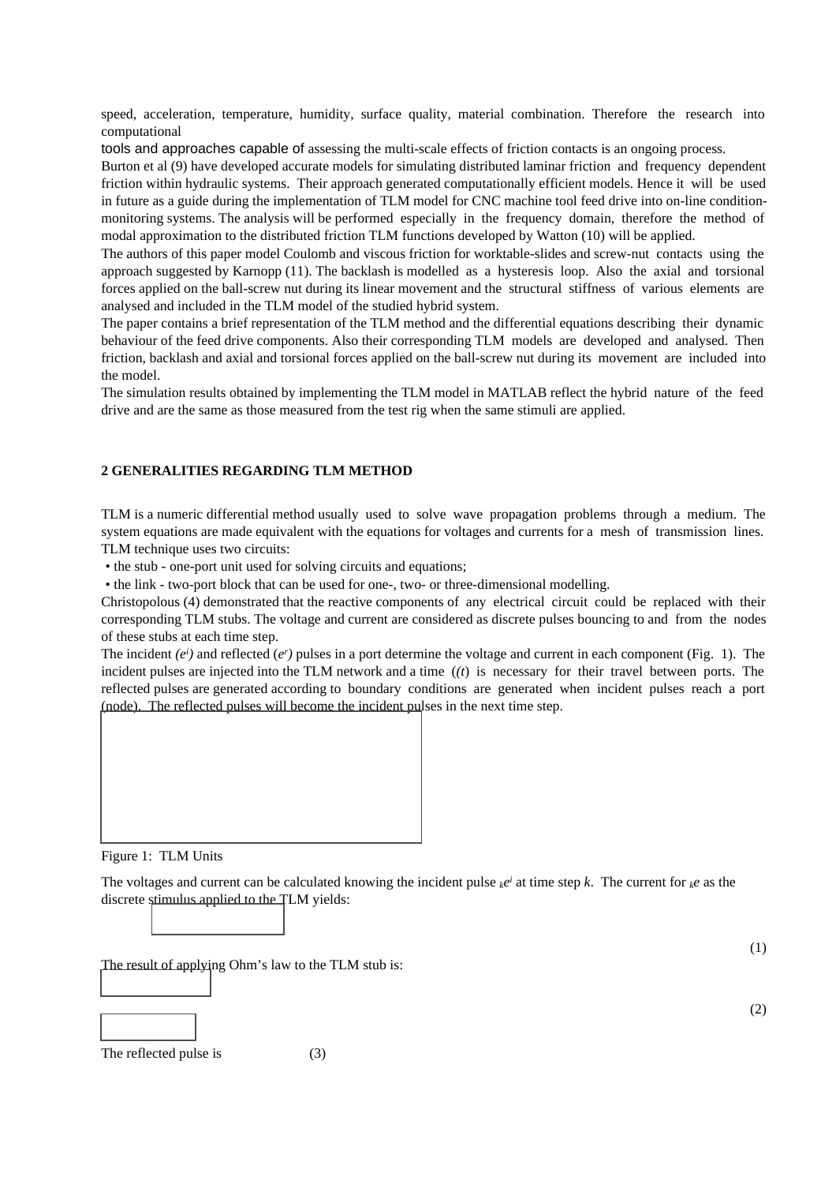speed, acceleration, temperature, humidity, surface quality, material combination. Therefore the research into computational tools and approaches capable of assessing the multi-scale effects of friction contacts is an ongoing process.

Burton et al (9) have developed accurate models for simulating distributed laminar friction and frequency dependent friction within hydraulic systems. Their approach generated computationally efficient models. Hence it will be used in future as a guide during the implementation of TLM model for CNC machine tool feed drive into on-line condition-monitoring systems. The analysis will be performed especially in the frequency domain, therefore the method of modal approximation to the distributed friction TLM functions developed by Watton (10) will be applied.

The authors of this paper model Coulomb and viscous friction for worktable-slides and screw-nut contacts using the approach suggested by Karnopp (11). The backlash is modelled as a hysteresis loop. Also the axial and torsional forces applied on the ball-screw nut during its linear movement and the structural stiffness of various elements are analysed and included in the TLM model of the studied hybrid system.

The paper contains a brief representation of the TLM method and the differential equations describing their dynamic behaviour of the feed drive components. Also their corresponding TLM models are developed and analysed. Then friction, backlash and axial and torsional forces applied on the ball-screw nut during its movement are included into the model.

The simulation results obtained by implementing the TLM model in MATLAB reflect the hybrid nature of the feed drive and are the same as those measured from the test rig when the same stimuli are applied.

## 2 GENERALITIES REGARDING TLM METHOD

TLM is a numeric differential method usually used to solve wave propagation problems through a medium. The system equations are made equivalent with the equations for voltages and currents for a mesh of transmission lines. TLM technique uses two circuits:

- the stub - one-port unit used for solving circuits and equations;
- the link - two-port block that can be used for one-, two- or three-dimensional modelling.

Christopolous (4) demonstrated that the reactive components of any electrical circuit could be replaced with their corresponding TLM stubs. The voltage and current are considered as discrete pulses bouncing to and from the nodes of these stubs at each time step.

The incident *($e^i$)* and reflected *($e^r$)* pulses in a port determine the voltage and current in each component (Fig. 1). The incident pulses are injected into the TLM network and a time (*(t*) is necessary for their travel between ports. The reflected pulses are generated according to boundary conditions are generated when incident pulses reach a port (node). The reflected pulses will become the incident pulses in the next time step.

Figure 1: TLM Units

The voltages and current can be calculated knowing the incident pulse ${}_ke^i$ at time step *k*. The current for ${}_ke$ as the discrete stimulus applied to the TLM yields:

(1)

The result of applying Ohm's law to the TLM stub is:

(2)

The reflected pulse is (3)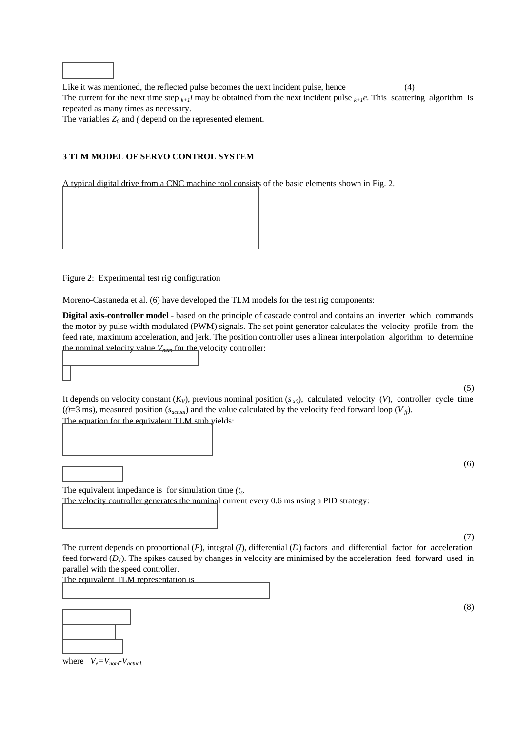Like it was mentioned, the reflected pulse becomes the next incident pulse, hence (4)

The current for the next time step $_{k+1}i$ may be obtained from the next incident pulse $_{k+1}e$. This scattering algorithm is repeated as many times as necessary.

The variables $Z_0$ and ( depend on the represented element.

## 3 TLM MODEL OF SERVO CONTROL SYSTEM

A typical digital drive from a CNC machine tool consists of the basic elements shown in Fig. 2.

Figure 2: Experimental test rig configuration

Moreno-Castaneda et al. (6) have developed the TLM models for the test rig components:

**Digital axis-controller model -** based on the principle of cascade control and contains an inverter which commands the motor by pulse width modulated (PWM) signals. The set point generator calculates the velocity profile from the feed rate, maximum acceleration, and jerk. The position controller uses a linear interpolation algorithm to determine the nominal velocity value $V_{nom}$ for the velocity controller:

(5)

It depends on velocity constant ($K_V$), previous nominal position ($s_{x0}$), calculated velocity ($V$), controller cycle time (($t$=3 ms), measured position ($s_{actual}$) and the value calculated by the velocity feed forward loop ($V_{ff}$).

The equation for the equivalent TLM stub yields:

(6)

The equivalent impedance is for simulation time ($t_s$.

The velocity controller generates the nominal current every 0.6 ms using a PID strategy:

(7)

The current depends on proportional ($P$), integral ($I$), differential ($D$) factors and differential factor for acceleration feed forward ($D_1$). The spikes caused by changes in velocity are minimised by the acceleration feed forward used in parallel with the speed controller.

The equivalent TLM representation is

(8)

where $V_e=V_{nom}-V_{actual}$,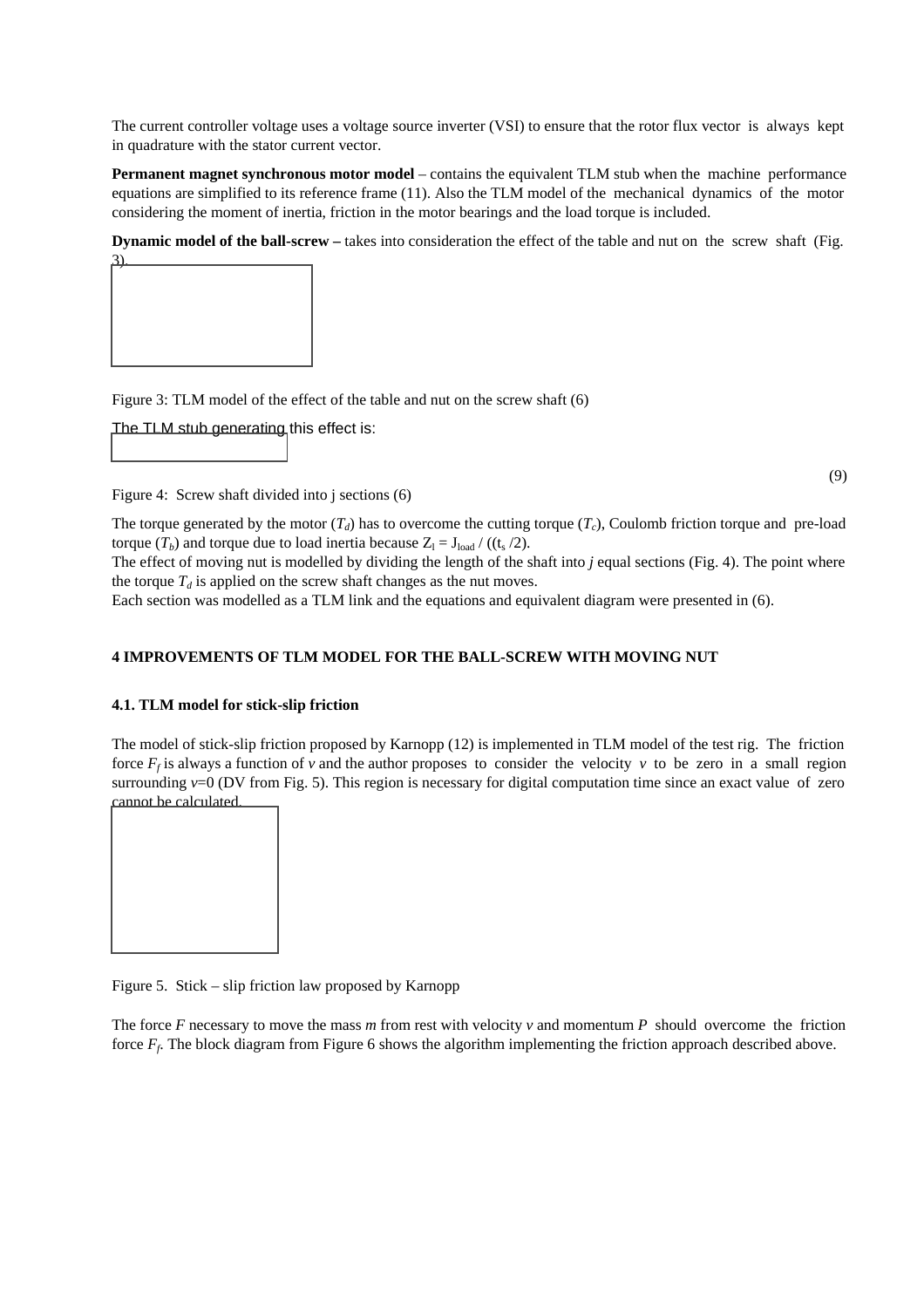The current controller voltage uses a voltage source inverter (VSI) to ensure that the rotor flux vector is always kept in quadrature with the stator current vector.

**Permanent magnet synchronous motor model** – contains the equivalent TLM stub when the machine performance equations are simplified to its reference frame (11). Also the TLM model of the mechanical dynamics of the motor considering the moment of inertia, friction in the motor bearings and the load torque is included.

**Dynamic model of the ball-screw –** takes into consideration the effect of the table and nut on the screw shaft (Fig. 3).

Figure 3: TLM model of the effect of the table and nut on the screw shaft (6)

The TLM stub generating this effect is:

$$(9)$$

Figure 4: Screw shaft divided into j sections (6)

The torque generated by the motor ($T_d$) has to overcome the cutting torque ($T_c$), Coulomb friction torque and pre-load torque ($T_b$) and torque due to load inertia because $Z_l = J_{load} / ((t_s /2)$.

The effect of moving nut is modelled by dividing the length of the shaft into *j* equal sections (Fig. 4). The point where the torque $T_d$ is applied on the screw shaft changes as the nut moves.

Each section was modelled as a TLM link and the equations and equivalent diagram were presented in (6).

## 4 IMPROVEMENTS OF TLM MODEL FOR THE BALL-SCREW WITH MOVING NUT

### 4.1. TLM model for stick-slip friction

The model of stick-slip friction proposed by Karnopp (12) is implemented in TLM model of the test rig. The friction force $F_f$ is always a function of *v* and the author proposes to consider the velocity *v* to be zero in a small region surrounding *v*=0 (DV from Fig. 5). This region is necessary for digital computation time since an exact value of zero cannot be calculated.

Figure 5. Stick – slip friction law proposed by Karnopp

The force *F* necessary to move the mass *m* from rest with velocity *v* and momentum *P* should overcome the friction force $F_f$. The block diagram from Figure 6 shows the algorithm implementing the friction approach described above.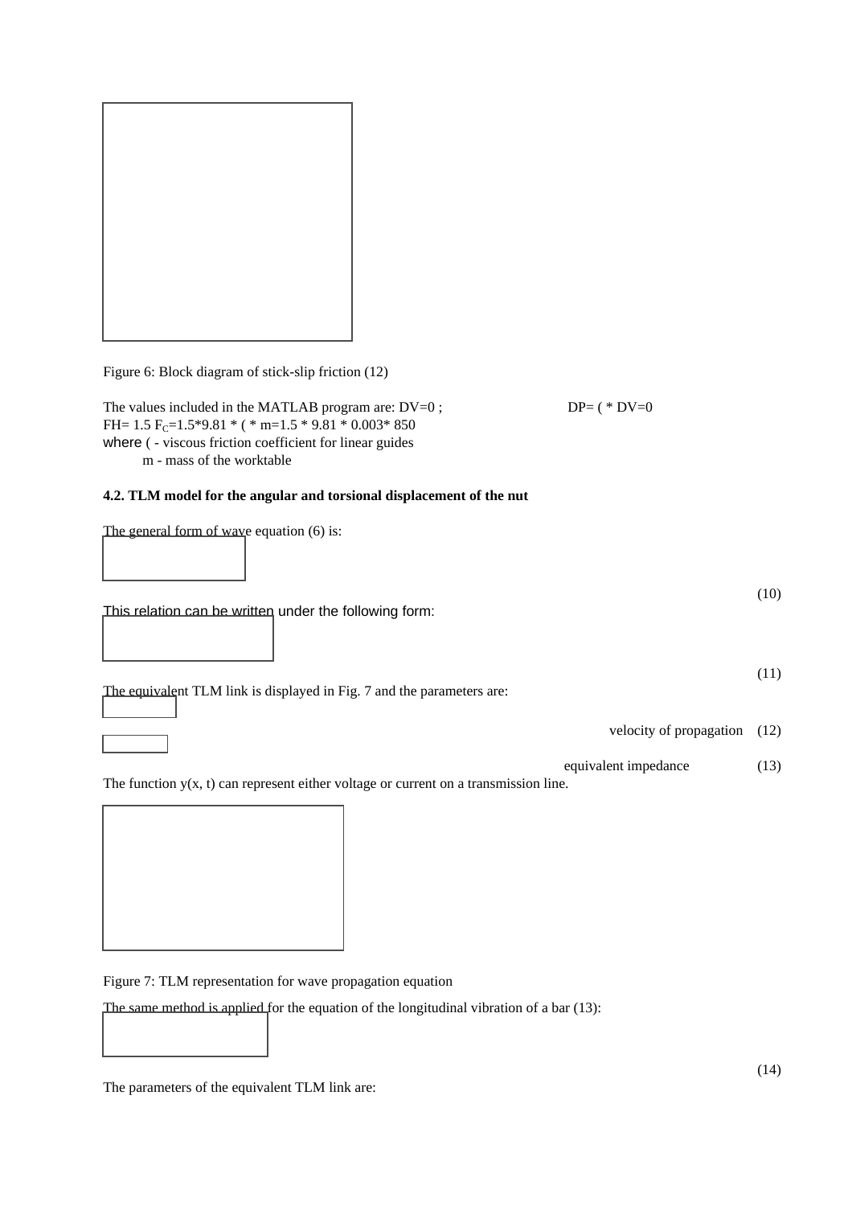Figure 6: Block diagram of stick-slip friction (12)

The values included in the MATLAB program are: DV=0 ; DP= ( * DV=0
FH= 1.5 $F_C$=1.5*9.81 * ( * m=1.5 * 9.81 * 0.003* 850
where ( - viscous friction coefficient for linear guides
m - mass of the worktable

**4.2. TLM model for the angular and torsional displacement of the nut**

The general form of wave equation (6) is:

(10)

This relation can be written under the following form:

(11)

The equivalent TLM link is displayed in Fig. 7 and the parameters are:

velocity of propagation (12)

equivalent impedance (13)

The function y(x, t) can represent either voltage or current on a transmission line.

Figure 7: TLM representation for wave propagation equation

The same method is applied for the equation of the longitudinal vibration of a bar (13):

(14)

The parameters of the equivalent TLM link are: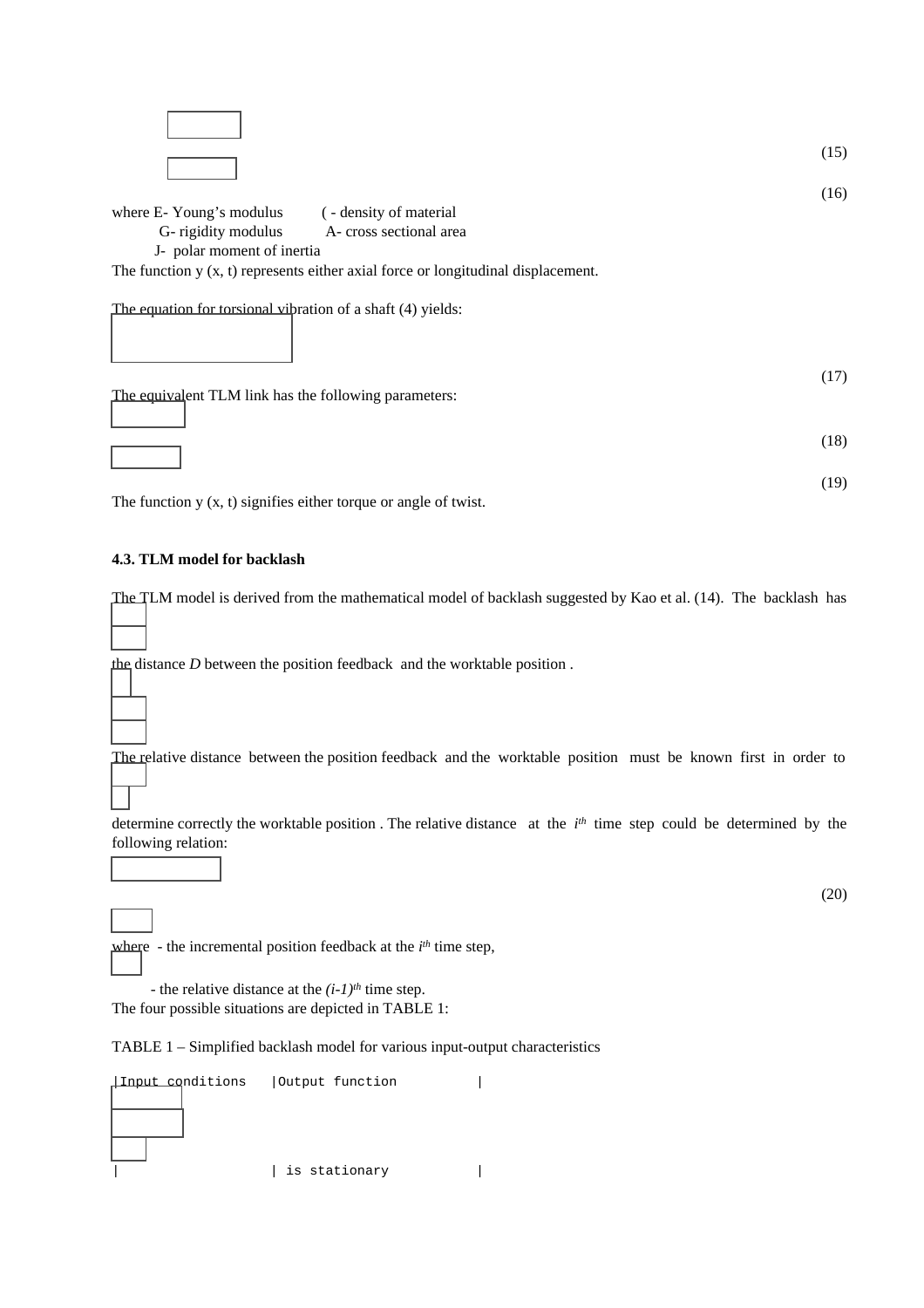(15)

(16)

where E- Young's modulus ( - density of material
G- rigidity modulus A- cross sectional area
J- polar moment of inertia

The function y (x, t) represents either axial force or longitudinal displacement.

The equation for torsional vibration of a shaft (4) yields:

(17)

The equivalent TLM link has the following parameters:

(18)

(19)

The function y (x, t) signifies either torque or angle of twist.

### 4.3. TLM model for backlash

The TLM model is derived from the mathematical model of backlash suggested by Kao et al. (14). The backlash has the distance *D* between the position feedback and the worktable position .

The relative distance between the position feedback and the worktable position must be known first in order to determine correctly the worktable position . The relative distance at the $i^{th}$ time step could be determined by the following relation:

(20)

where - the incremental position feedback at the $i^{th}$ time step,

- the relative distance at the $(i\text{-}1)^{th}$ time step.

The four possible situations are depicted in TABLE 1:

TABLE 1 – Simplified backlash model for various input-output characteristics

| Input conditions | Output function |
| --- | --- |
| | is stationary |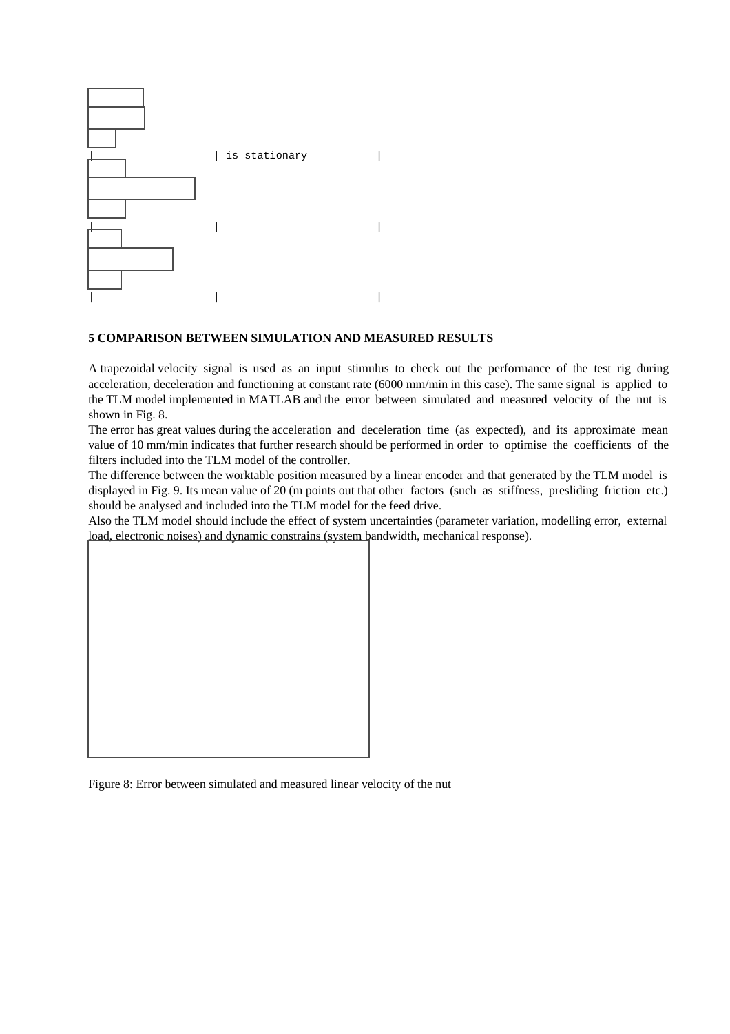| | is stationary | |
|---|---|---|
| | | |
| | | |

## 5 COMPARISON BETWEEN SIMULATION AND MEASURED RESULTS

A trapezoidal velocity signal is used as an input stimulus to check out the performance of the test rig during acceleration, deceleration and functioning at constant rate (6000 mm/min in this case). The same signal is applied to the TLM model implemented in MATLAB and the error between simulated and measured velocity of the nut is shown in Fig. 8.

The error has great values during the acceleration and deceleration time (as expected), and its approximate mean value of 10 mm/min indicates that further research should be performed in order to optimise the coefficients of the filters included into the TLM model of the controller.

The difference between the worktable position measured by a linear encoder and that generated by the TLM model is displayed in Fig. 9. Its mean value of 20 (m points out that other factors (such as stiffness, presliding friction etc.) should be analysed and included into the TLM model for the feed drive.

Also the TLM model should include the effect of system uncertainties (parameter variation, modelling error, external load, electronic noises) and dynamic constrains (system bandwidth, mechanical response).

Figure 8: Error between simulated and measured linear velocity of the nut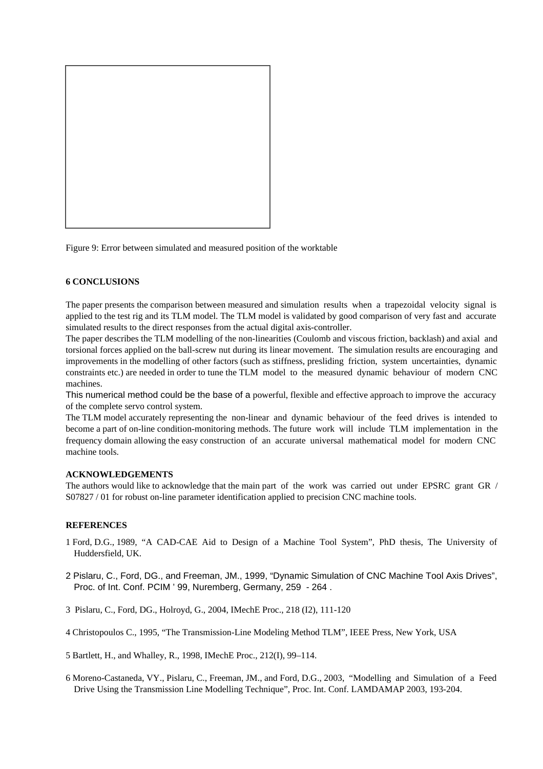Figure 9: Error between simulated and measured position of the worktable

## 6 CONCLUSIONS

The paper presents the comparison between measured and simulation results when a trapezoidal velocity signal is applied to the test rig and its TLM model. The TLM model is validated by good comparison of very fast and accurate simulated results to the direct responses from the actual digital axis-controller.

The paper describes the TLM modelling of the non-linearities (Coulomb and viscous friction, backlash) and axial and torsional forces applied on the ball-screw nut during its linear movement. The simulation results are encouraging and improvements in the modelling of other factors (such as stiffness, presliding friction, system uncertainties, dynamic constraints etc.) are needed in order to tune the TLM model to the measured dynamic behaviour of modern CNC machines.

This numerical method could be the base of a powerful, flexible and effective approach to improve the accuracy of the complete servo control system.

The TLM model accurately representing the non-linear and dynamic behaviour of the feed drives is intended to become a part of on-line condition-monitoring methods. The future work will include TLM implementation in the frequency domain allowing the easy construction of an accurate universal mathematical model for modern CNC machine tools.

## ACKNOWLEDGEMENTS

The authors would like to acknowledge that the main part of the work was carried out under EPSRC grant GR / S07827 / 01 for robust on-line parameter identification applied to precision CNC machine tools.

## REFERENCES

1 Ford, D.G., 1989, "A CAD-CAE Aid to Design of a Machine Tool System", PhD thesis, The University of Huddersfield, UK.

2 Pislaru, C., Ford, DG., and Freeman, JM., 1999, "Dynamic Simulation of CNC Machine Tool Axis Drives", Proc. of Int. Conf. PCIM ' 99, Nuremberg, Germany, 259 - 264 .

3 Pislaru, C., Ford, DG., Holroyd, G., 2004, IMechE Proc., 218 (I2), 111-120

4 Christopoulos C., 1995, "The Transmission-Line Modeling Method TLM", IEEE Press, New York, USA

5 Bartlett, H., and Whalley, R., 1998, IMechE Proc., 212(I), 99–114.

6 Moreno-Castaneda, VY., Pislaru, C., Freeman, JM., and Ford, D.G., 2003, "Modelling and Simulation of a Feed Drive Using the Transmission Line Modelling Technique", Proc. Int. Conf. LAMDAMAP 2003, 193-204.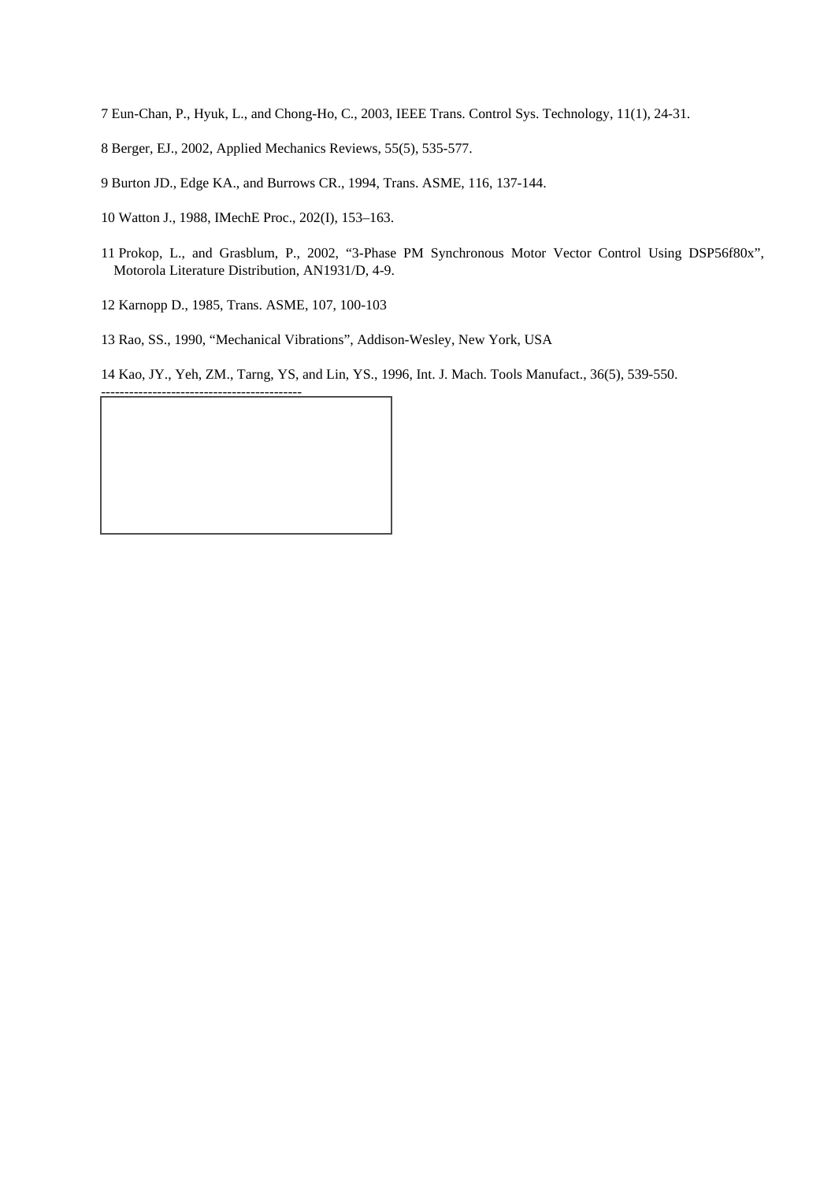7 Eun-Chan, P., Hyuk, L., and Chong-Ho, C., 2003, IEEE Trans. Control Sys. Technology, 11(1), 24-31.

8 Berger, EJ., 2002, Applied Mechanics Reviews, 55(5), 535-577.

9 Burton JD., Edge KA., and Burrows CR., 1994, Trans. ASME, 116, 137-144.

10 Watton J., 1988, IMechE Proc., 202(I), 153–163.

11 Prokop, L., and Grasblum, P., 2002, "3-Phase PM Synchronous Motor Vector Control Using DSP56f80x", Motorola Literature Distribution, AN1931/D, 4-9.

12 Karnopp D., 1985, Trans. ASME, 107, 100-103

13 Rao, SS., 1990, "Mechanical Vibrations", Addison-Wesley, New York, USA

14 Kao, JY., Yeh, ZM., Tarng, YS, and Lin, YS., 1996, Int. J. Mach. Tools Manufact., 36(5), 539-550.